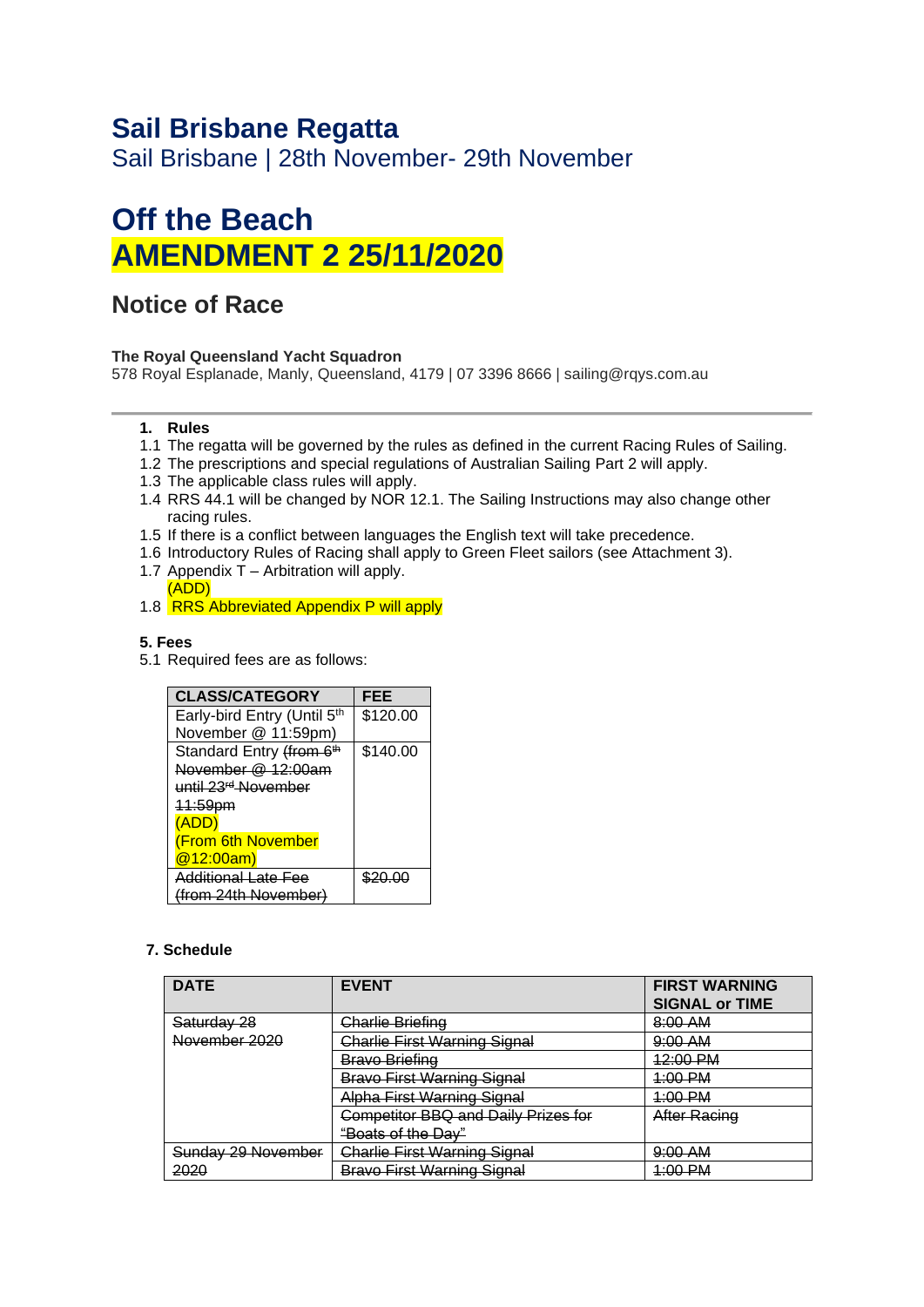# Sail Brisbane Regatta

Sail Brisbane | 28th November- 29th November

# Off the Beach
# AMENDMENT 2 25/11/2020

## Notice of Race

**The Royal Queensland Yacht Squadron**
578 Royal Esplanade, Manly, Queensland, 4179 | 07 3396 8666 | sailing@rqys.com.au

---

**1. Rules**

1.1 The regatta will be governed by the rules as defined in the current Racing Rules of Sailing.
1.2 The prescriptions and special regulations of Australian Sailing Part 2 will apply.
1.3 The applicable class rules will apply.
1.4 RRS 44.1 will be changed by NOR 12.1. The Sailing Instructions may also change other racing rules.
1.5 If there is a conflict between languages the English text will take precedence.
1.6 Introductory Rules of Racing shall apply to Green Fleet sailors (see Attachment 3).
1.7 Appendix T – Arbitration will apply.
(ADD)
1.8 RRS Abbreviated Appendix P will apply

**5. Fees**

5.1 Required fees are as follows:

| CLASS/CATEGORY | FEE |
|---|---|
| Early-bird Entry (Until 5th November @ 11:59pm) | $120.00 |
| Standard Entry ~~(from 6th November @ 12:00am until 23rd November 11:59pm~~ (ADD) (From 6th November @12:00am) | $140.00 |
| ~~Additional Late Fee (from 24th November)~~ | ~~$20.00~~ |

**7. Schedule**

| DATE | EVENT | FIRST WARNING SIGNAL or TIME |
|---|---|---|
| ~~Saturday 28 November 2020~~ | ~~Charlie Briefing~~ | ~~8:00 AM~~ |
| | ~~Charlie First Warning Signal~~ | ~~9:00 AM~~ |
| | ~~Bravo Briefing~~ | ~~12:00 PM~~ |
| | ~~Bravo First Warning Signal~~ | ~~1:00 PM~~ |
| | ~~Alpha First Warning Signal~~ | ~~1:00 PM~~ |
| | ~~Competitor BBQ and Daily Prizes for "Boats of the Day"~~ | ~~After Racing~~ |
| ~~Sunday 29 November 2020~~ | ~~Charlie First Warning Signal~~ | ~~9:00 AM~~ |
| | ~~Bravo First Warning Signal~~ | ~~1:00 PM~~ |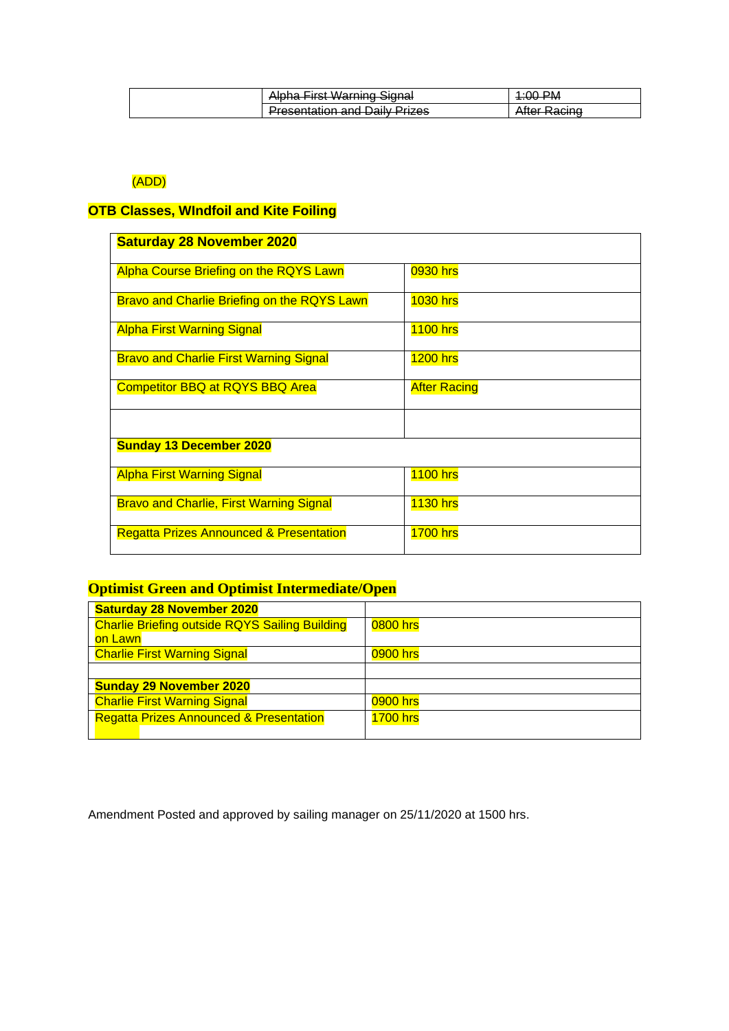| | | |
|---|---|---|
| | ~~Alpha First Warning Signal~~ | ~~1:00 PM~~ |
| | ~~Presentation and Daily Prizes~~ | ~~After Racing~~ |

(ADD)

**OTB Classes, WIndfoil and Kite Foiling**

| | |
|---|---|
| **Saturday 28 November 2020** | |
| Alpha Course Briefing on the RQYS Lawn | 0930 hrs |
| Bravo and Charlie Briefing on the RQYS Lawn | 1030 hrs |
| Alpha First Warning Signal | 1100 hrs |
| Bravo and Charlie First Warning Signal | 1200 hrs |
| Competitor BBQ at RQYS BBQ Area | After Racing |
| | |
| **Sunday 13 December 2020** | |
| Alpha First Warning Signal | 1100 hrs |
| Bravo and Charlie, First Warning Signal | 1130 hrs |
| Regatta Prizes Announced & Presentation | 1700 hrs |

**Optimist Green and Optimist Intermediate/Open**

| | |
|---|---|
| **Saturday 28 November 2020** | |
| Charlie Briefing outside RQYS Sailing Building on Lawn | 0800 hrs |
| Charlie First Warning Signal | 0900 hrs |
| | |
| **Sunday 29 November 2020** | |
| Charlie First Warning Signal | 0900 hrs |
| Regatta Prizes Announced & Presentation | 1700 hrs |

Amendment Posted and approved by sailing manager on 25/11/2020 at 1500 hrs.